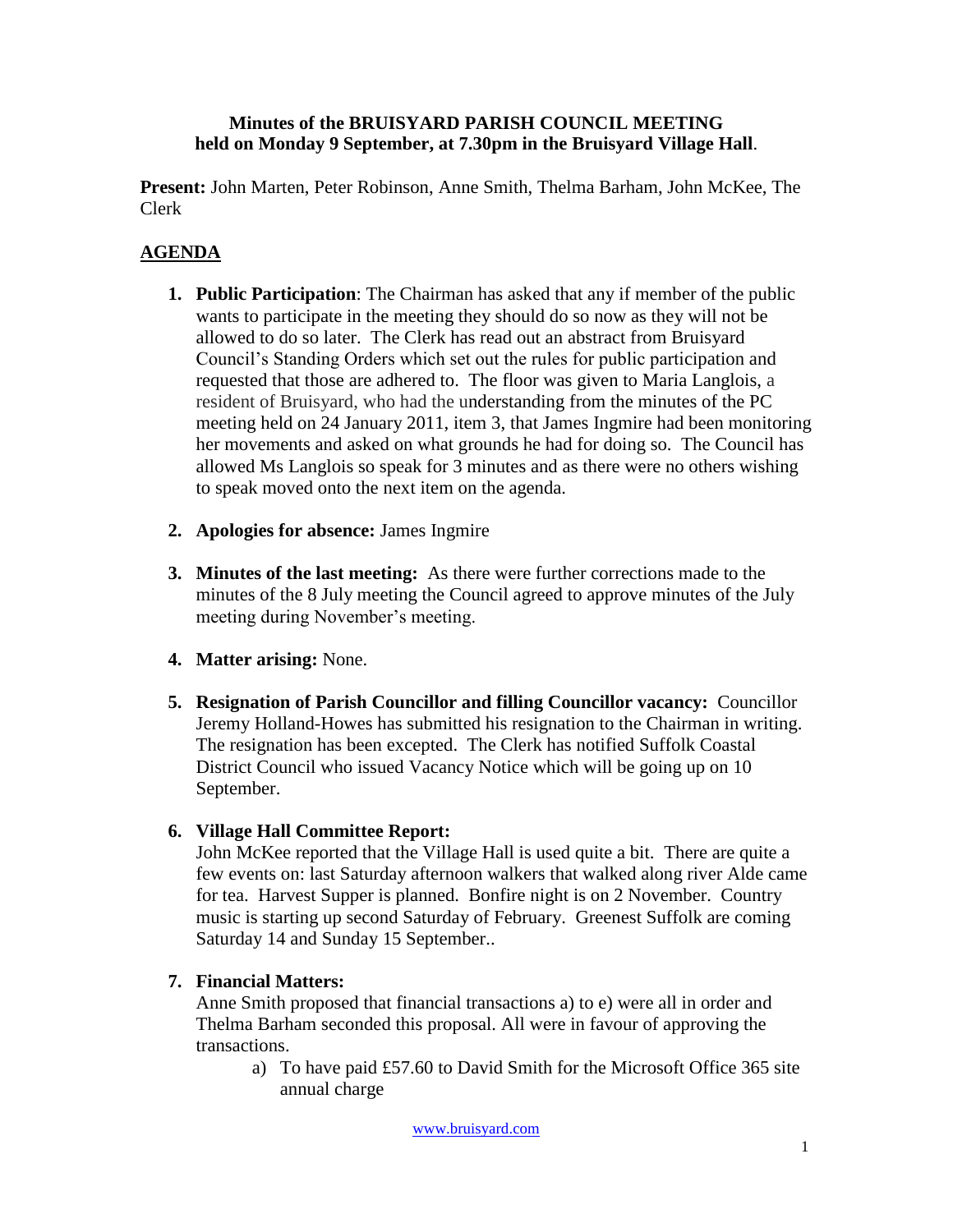**Minutes of the BRUISYARD PARISH COUNCIL MEETING**
**held on Monday 9 September, at 7.30pm in the Bruisyard Village Hall**.

**Present:** John Marten, Peter Robinson, Anne Smith, Thelma Barham, John McKee, The Clerk

## AGENDA

1. **Public Participation**: The Chairman has asked that any if member of the public wants to participate in the meeting they should do so now as they will not be allowed to do so later. The Clerk has read out an abstract from Bruisyard Council's Standing Orders which set out the rules for public participation and requested that those are adhered to. The floor was given to Maria Langlois, a resident of Bruisyard, who had the understanding from the minutes of the PC meeting held on 24 January 2011, item 3, that James Ingmire had been monitoring her movements and asked on what grounds he had for doing so. The Council has allowed Ms Langlois so speak for 3 minutes and as there were no others wishing to speak moved onto the next item on the agenda.

2. **Apologies for absence:** James Ingmire

3. **Minutes of the last meeting:** As there were further corrections made to the minutes of the 8 July meeting the Council agreed to approve minutes of the July meeting during November's meeting.

4. **Matter arising:** None.

5. **Resignation of Parish Councillor and filling Councillor vacancy:** Councillor Jeremy Holland-Howes has submitted his resignation to the Chairman in writing. The resignation has been excepted. The Clerk has notified Suffolk Coastal District Council who issued Vacancy Notice which will be going up on 10 September.

6. **Village Hall Committee Report:**
John McKee reported that the Village Hall is used quite a bit. There are quite a few events on: last Saturday afternoon walkers that walked along river Alde came for tea. Harvest Supper is planned. Bonfire night is on 2 November. Country music is starting up second Saturday of February. Greenest Suffolk are coming Saturday 14 and Sunday 15 September..

7. **Financial Matters:**
Anne Smith proposed that financial transactions a) to e) were all in order and Thelma Barham seconded this proposal. All were in favour of approving the transactions.
    a) To have paid £57.60 to David Smith for the Microsoft Office 365 site annual charge

www.bruisyard.com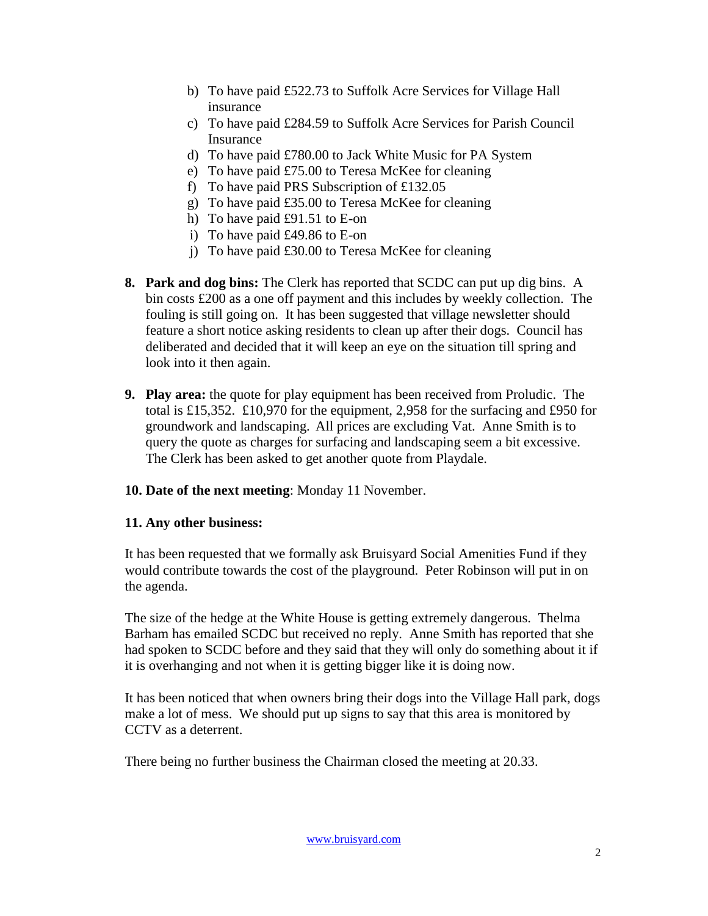b) To have paid £522.73 to Suffolk Acre Services for Village Hall insurance
c) To have paid £284.59 to Suffolk Acre Services for Parish Council Insurance
d) To have paid £780.00 to Jack White Music for PA System
e) To have paid £75.00 to Teresa McKee for cleaning
f) To have paid PRS Subscription of £132.05
g) To have paid £35.00 to Teresa McKee for cleaning
h) To have paid £91.51 to E-on
i) To have paid £49.86 to E-on
j) To have paid £30.00 to Teresa McKee for cleaning

8. **Park and dog bins:** The Clerk has reported that SCDC can put up dig bins. A bin costs £200 as a one off payment and this includes by weekly collection. The fouling is still going on. It has been suggested that village newsletter should feature a short notice asking residents to clean up after their dogs. Council has deliberated and decided that it will keep an eye on the situation till spring and look into it then again.

9. **Play area:** the quote for play equipment has been received from Proludic. The total is £15,352. £10,970 for the equipment, 2,958 for the surfacing and £950 for groundwork and landscaping. All prices are excluding Vat. Anne Smith is to query the quote as charges for surfacing and landscaping seem a bit excessive. The Clerk has been asked to get another quote from Playdale.

**10. Date of the next meeting**: Monday 11 November.

**11. Any other business:**

It has been requested that we formally ask Bruisyard Social Amenities Fund if they would contribute towards the cost of the playground. Peter Robinson will put in on the agenda.

The size of the hedge at the White House is getting extremely dangerous. Thelma Barham has emailed SCDC but received no reply. Anne Smith has reported that she had spoken to SCDC before and they said that they will only do something about it if it is overhanging and not when it is getting bigger like it is doing now.

It has been noticed that when owners bring their dogs into the Village Hall park, dogs make a lot of mess. We should put up signs to say that this area is monitored by CCTV as a deterrent.

There being no further business the Chairman closed the meeting at 20.33.

www.bruisyard.com